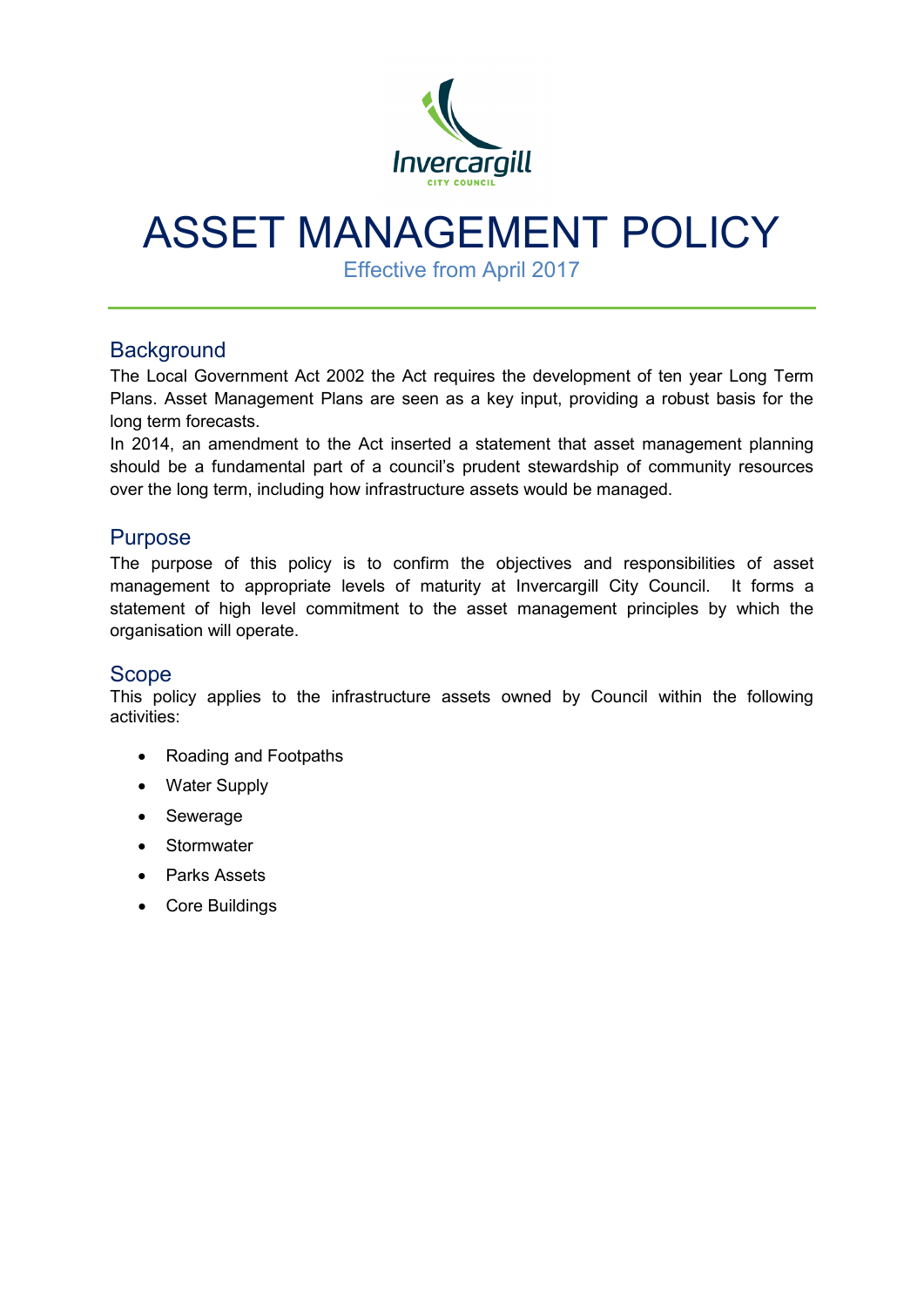# ASSET MANAGEMENT POLICY

Effective from April 2017

## Background

The Local Government Act 2002 the Act requires the development of ten year Long Term Plans. Asset Management Plans are seen as a key input, providing a robust basis for the long term forecasts.

In 2014, an amendment to the Act inserted a statement that asset management planning should be a fundamental part of a council's prudent stewardship of community resources over the long term, including how infrastructure assets would be managed.

## Purpose

The purpose of this policy is to confirm the objectives and responsibilities of asset management to appropriate levels of maturity at Invercargill City Council. It forms a statement of high level commitment to the asset management principles by which the organisation will operate.

## Scope

This policy applies to the infrastructure assets owned by Council within the following activities:

- Roading and Footpaths
- Water Supply
- Sewerage
- Stormwater
- Parks Assets
- Core Buildings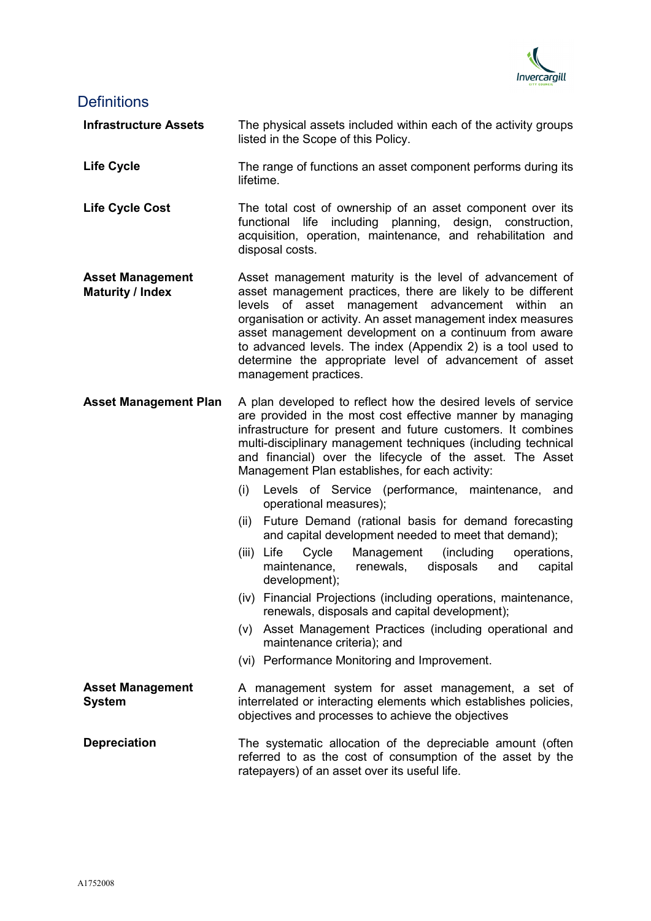## Definitions

**Infrastructure Assets** — The physical assets included within each of the activity groups listed in the Scope of this Policy.

**Life Cycle** — The range of functions an asset component performs during its lifetime.

**Life Cycle Cost** — The total cost of ownership of an asset component over its functional life including planning, design, construction, acquisition, operation, maintenance, and rehabilitation and disposal costs.

**Asset Management Maturity / Index** — Asset management maturity is the level of advancement of asset management practices, there are likely to be different levels of asset management advancement within an organisation or activity. An asset management index measures asset management development on a continuum from aware to advanced levels. The index (Appendix 2) is a tool used to determine the appropriate level of advancement of asset management practices.

**Asset Management Plan** — A plan developed to reflect how the desired levels of service are provided in the most cost effective manner by managing infrastructure for present and future customers. It combines multi-disciplinary management techniques (including technical and financial) over the lifecycle of the asset. The Asset Management Plan establishes, for each activity:

(i) Levels of Service (performance, maintenance, and operational measures);

(ii) Future Demand (rational basis for demand forecasting and capital development needed to meet that demand);

(iii) Life Cycle Management (including operations, maintenance, renewals, disposals and capital development);

(iv) Financial Projections (including operations, maintenance, renewals, disposals and capital development);

(v) Asset Management Practices (including operational and maintenance criteria); and

(vi) Performance Monitoring and Improvement.

**Asset Management System** — A management system for asset management, a set of interrelated or interacting elements which establishes policies, objectives and processes to achieve the objectives

**Depreciation** — The systematic allocation of the depreciable amount (often referred to as the cost of consumption of the asset by the ratepayers) of an asset over its useful life.

A1752008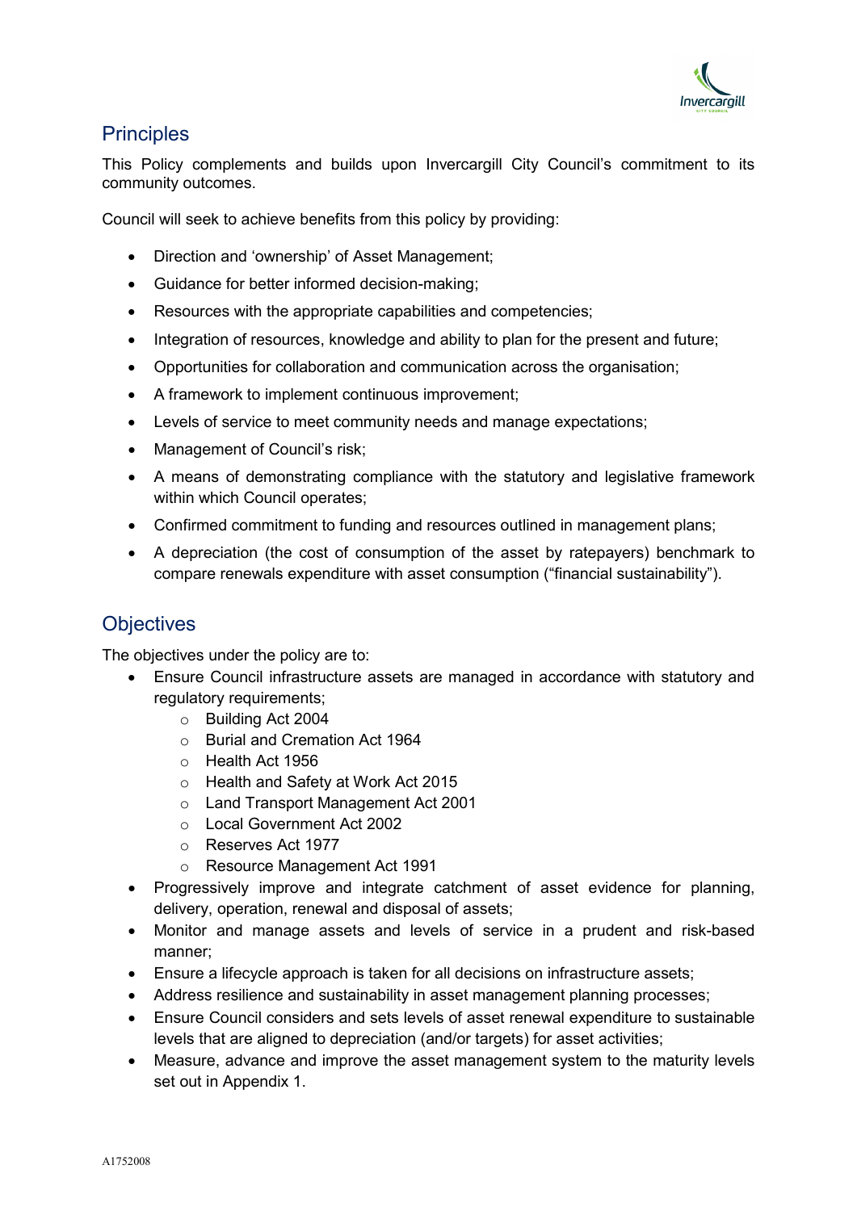## Principles

This Policy complements and builds upon Invercargill City Council's commitment to its community outcomes.

Council will seek to achieve benefits from this policy by providing:

- Direction and 'ownership' of Asset Management;
- Guidance for better informed decision-making;
- Resources with the appropriate capabilities and competencies;
- Integration of resources, knowledge and ability to plan for the present and future;
- Opportunities for collaboration and communication across the organisation;
- A framework to implement continuous improvement;
- Levels of service to meet community needs and manage expectations;
- Management of Council's risk;
- A means of demonstrating compliance with the statutory and legislative framework within which Council operates;
- Confirmed commitment to funding and resources outlined in management plans;
- A depreciation (the cost of consumption of the asset by ratepayers) benchmark to compare renewals expenditure with asset consumption ("financial sustainability").

## Objectives

The objectives under the policy are to:

- Ensure Council infrastructure assets are managed in accordance with statutory and regulatory requirements;
  - Building Act 2004
  - Burial and Cremation Act 1964
  - Health Act 1956
  - Health and Safety at Work Act 2015
  - Land Transport Management Act 2001
  - Local Government Act 2002
  - Reserves Act 1977
  - Resource Management Act 1991
- Progressively improve and integrate catchment of asset evidence for planning, delivery, operation, renewal and disposal of assets;
- Monitor and manage assets and levels of service in a prudent and risk-based manner;
- Ensure a lifecycle approach is taken for all decisions on infrastructure assets;
- Address resilience and sustainability in asset management planning processes;
- Ensure Council considers and sets levels of asset renewal expenditure to sustainable levels that are aligned to depreciation (and/or targets) for asset activities;
- Measure, advance and improve the asset management system to the maturity levels set out in Appendix 1.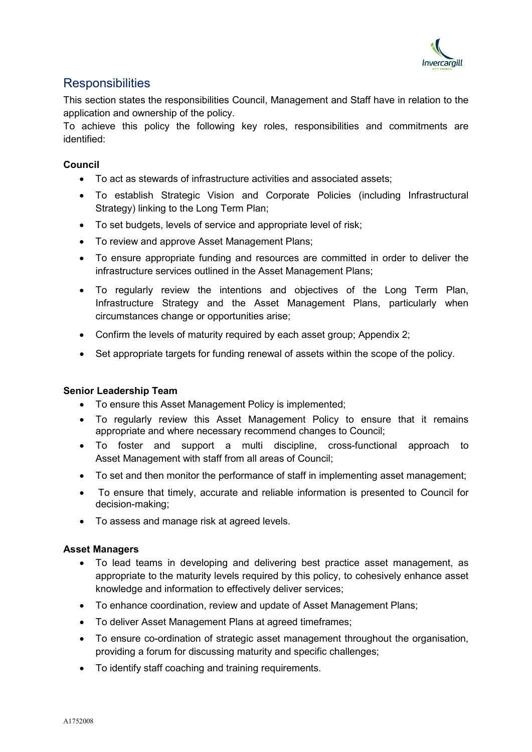## Responsibilities

This section states the responsibilities Council, Management and Staff have in relation to the application and ownership of the policy.

To achieve this policy the following key roles, responsibilities and commitments are identified:

**Council**

- To act as stewards of infrastructure activities and associated assets;
- To establish Strategic Vision and Corporate Policies (including Infrastructural Strategy) linking to the Long Term Plan;
- To set budgets, levels of service and appropriate level of risk;
- To review and approve Asset Management Plans;
- To ensure appropriate funding and resources are committed in order to deliver the infrastructure services outlined in the Asset Management Plans;
- To regularly review the intentions and objectives of the Long Term Plan, Infrastructure Strategy and the Asset Management Plans, particularly when circumstances change or opportunities arise;
- Confirm the levels of maturity required by each asset group; Appendix 2;
- Set appropriate targets for funding renewal of assets within the scope of the policy.

**Senior Leadership Team**

- To ensure this Asset Management Policy is implemented;
- To regularly review this Asset Management Policy to ensure that it remains appropriate and where necessary recommend changes to Council;
- To foster and support a multi discipline, cross-functional approach to Asset Management with staff from all areas of Council;
- To set and then monitor the performance of staff in implementing asset management;
- To ensure that timely, accurate and reliable information is presented to Council for decision-making;
- To assess and manage risk at agreed levels.

**Asset Managers**

- To lead teams in developing and delivering best practice asset management, as appropriate to the maturity levels required by this policy, to cohesively enhance asset knowledge and information to effectively deliver services;
- To enhance coordination, review and update of Asset Management Plans;
- To deliver Asset Management Plans at agreed timeframes;
- To ensure co-ordination of strategic asset management throughout the organisation, providing a forum for discussing maturity and specific challenges;
- To identify staff coaching and training requirements.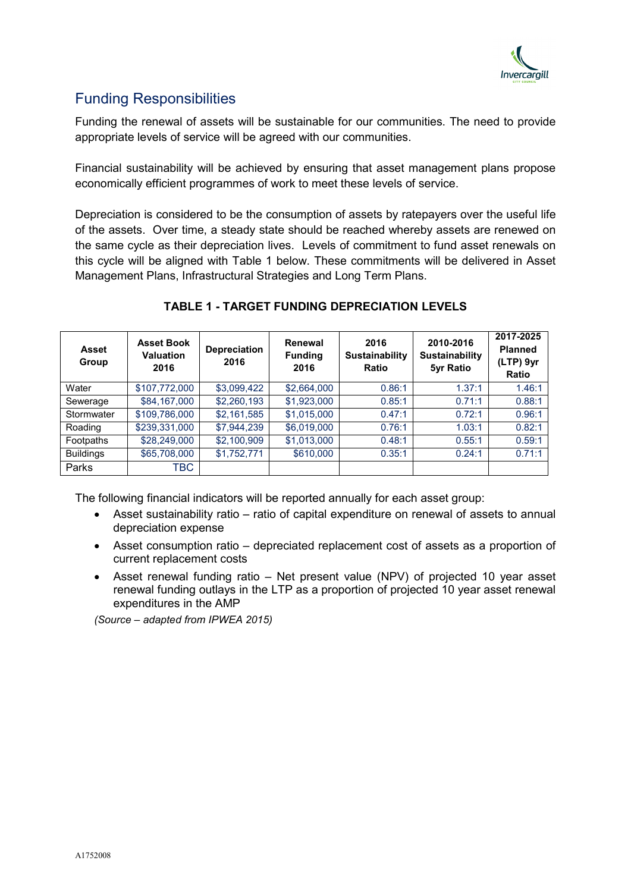## Funding Responsibilities

Funding the renewal of assets will be sustainable for our communities. The need to provide appropriate levels of service will be agreed with our communities.

Financial sustainability will be achieved by ensuring that asset management plans propose economically efficient programmes of work to meet these levels of service.

Depreciation is considered to be the consumption of assets by ratepayers over the useful life of the assets. Over time, a steady state should be reached whereby assets are renewed on the same cycle as their depreciation lives. Levels of commitment to fund asset renewals on this cycle will be aligned with Table 1 below. These commitments will be delivered in Asset Management Plans, Infrastructural Strategies and Long Term Plans.

**TABLE 1 - TARGET FUNDING DEPRECIATION LEVELS**

| Asset Group | Asset Book Valuation 2016 | Depreciation 2016 | Renewal Funding 2016 | 2016 Sustainability Ratio | 2010-2016 Sustainability 5yr Ratio | 2017-2025 Planned (LTP) 9yr Ratio |
|---|---|---|---|---|---|---|
| Water | $107,772,000 | $3,099,422 | $2,664,000 | 0.86:1 | 1.37:1 | 1.46:1 |
| Sewerage | $84,167,000 | $2,260,193 | $1,923,000 | 0.85:1 | 0.71:1 | 0.88:1 |
| Stormwater | $109,786,000 | $2,161,585 | $1,015,000 | 0.47:1 | 0.72:1 | 0.96:1 |
| Roading | $239,331,000 | $7,944,239 | $6,019,000 | 0.76:1 | 1.03:1 | 0.82:1 |
| Footpaths | $28,249,000 | $2,100,909 | $1,013,000 | 0.48:1 | 0.55:1 | 0.59:1 |
| Buildings | $65,708,000 | $1,752,771 | $610,000 | 0.35:1 | 0.24:1 | 0.71:1 |
| Parks | TBC | | | | | |

The following financial indicators will be reported annually for each asset group:

- Asset sustainability ratio – ratio of capital expenditure on renewal of assets to annual depreciation expense
- Asset consumption ratio – depreciated replacement cost of assets as a proportion of current replacement costs
- Asset renewal funding ratio – Net present value (NPV) of projected 10 year asset renewal funding outlays in the LTP as a proportion of projected 10 year asset renewal expenditures in the AMP

*(Source – adapted from IPWEA 2015)*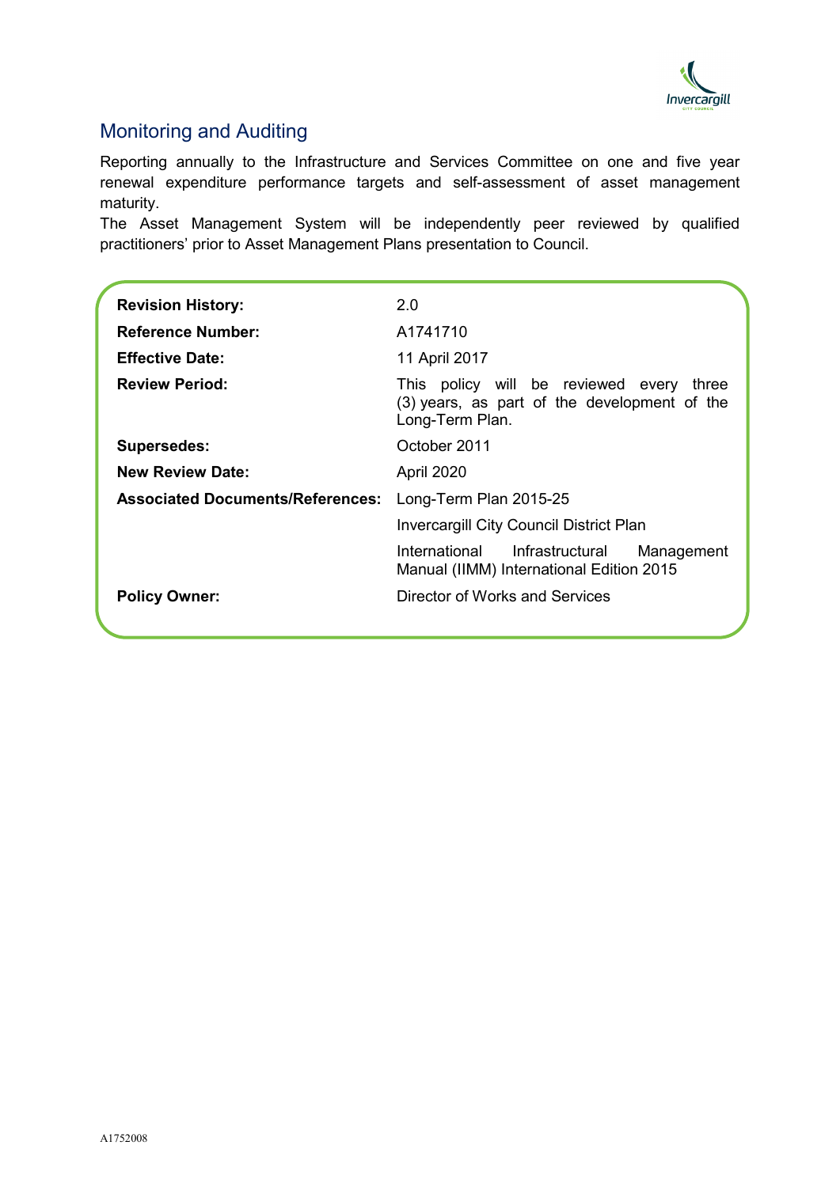## Monitoring and Auditing

Reporting annually to the Infrastructure and Services Committee on one and five year renewal expenditure performance targets and self-assessment of asset management maturity.

The Asset Management System will be independently peer reviewed by qualified practitioners' prior to Asset Management Plans presentation to Council.

| | |
|---|---|
| **Revision History:** | 2.0 |
| **Reference Number:** | A1741710 |
| **Effective Date:** | 11 April 2017 |
| **Review Period:** | This policy will be reviewed every three (3) years, as part of the development of the Long-Term Plan. |
| **Supersedes:** | October 2011 |
| **New Review Date:** | April 2020 |
| **Associated Documents/References:** | Long-Term Plan 2015-25 |
| | Invercargill City Council District Plan |
| | International Infrastructural Management Manual (IIMM) International Edition 2015 |
| **Policy Owner:** | Director of Works and Services |

A1752008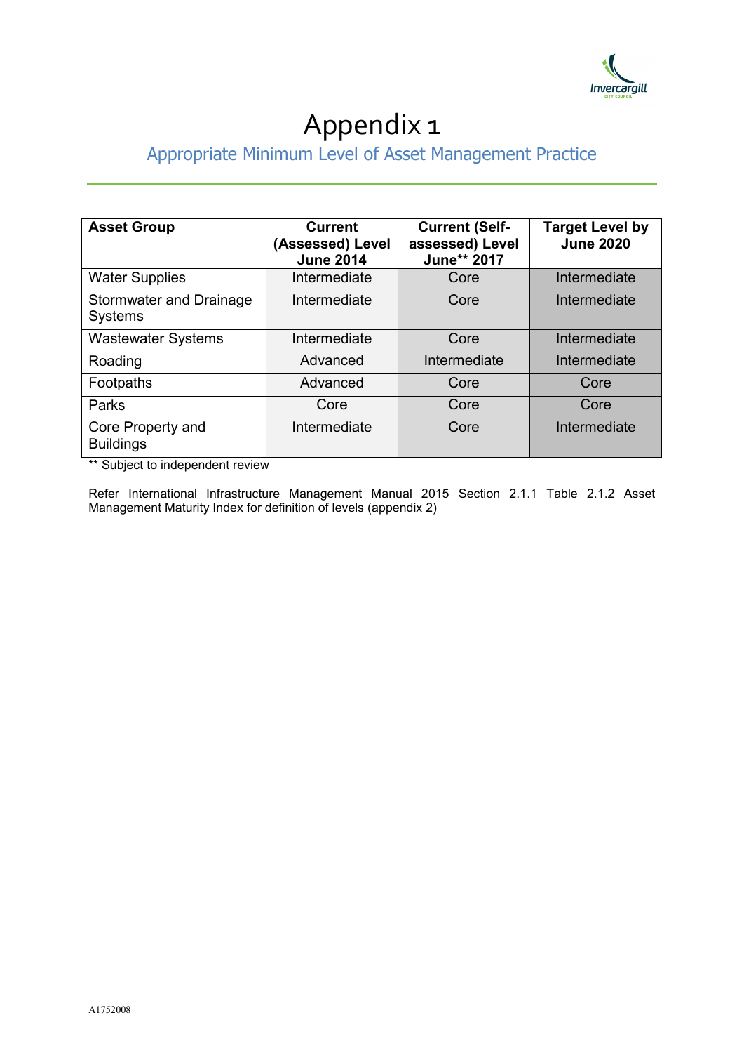# Appendix 1

## Appropriate Minimum Level of Asset Management Practice

| Asset Group | Current (Assessed) Level June 2014 | Current (Self-assessed) Level June** 2017 | Target Level by June 2020 |
|---|---|---|---|
| Water Supplies | Intermediate | Core | Intermediate |
| Stormwater and Drainage Systems | Intermediate | Core | Intermediate |
| Wastewater Systems | Intermediate | Core | Intermediate |
| Roading | Advanced | Intermediate | Intermediate |
| Footpaths | Advanced | Core | Core |
| Parks | Core | Core | Core |
| Core Property and Buildings | Intermediate | Core | Intermediate |

** Subject to independent review

Refer International Infrastructure Management Manual 2015 Section 2.1.1 Table 2.1.2 Asset Management Maturity Index for definition of levels (appendix 2)

A1752008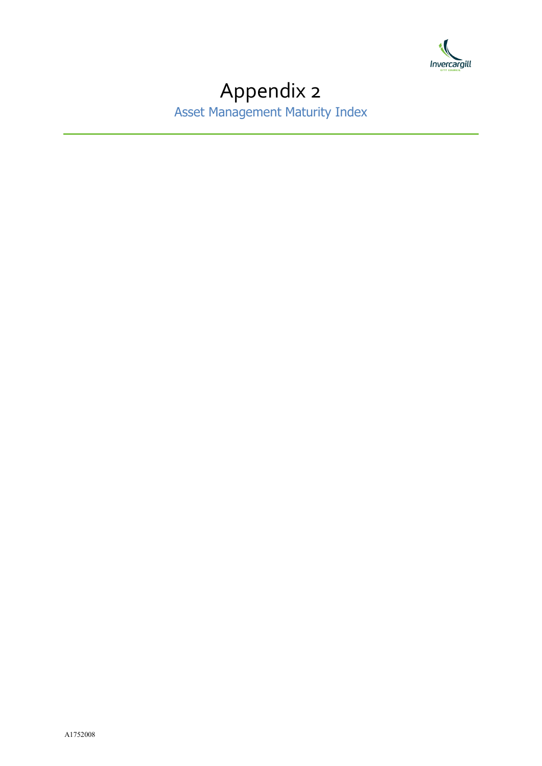# Appendix 2

## Asset Management Maturity Index

A1752008